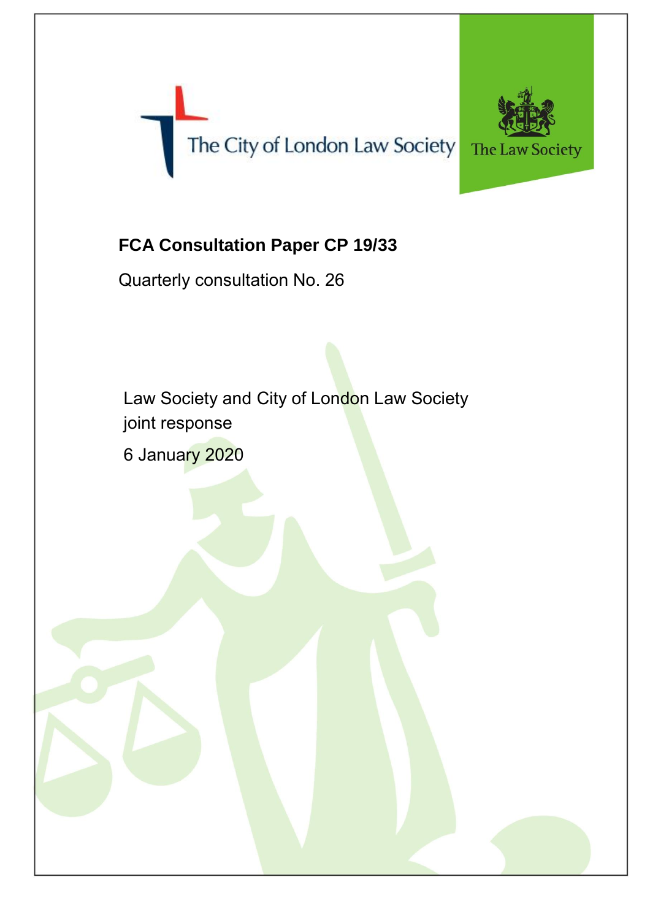The City of London Law Society

The Law Society

**FCA Consultation Paper CP 19/33**

Quarterly consultation No. 26

Law Society and City of London Law Society joint response

6 January 2020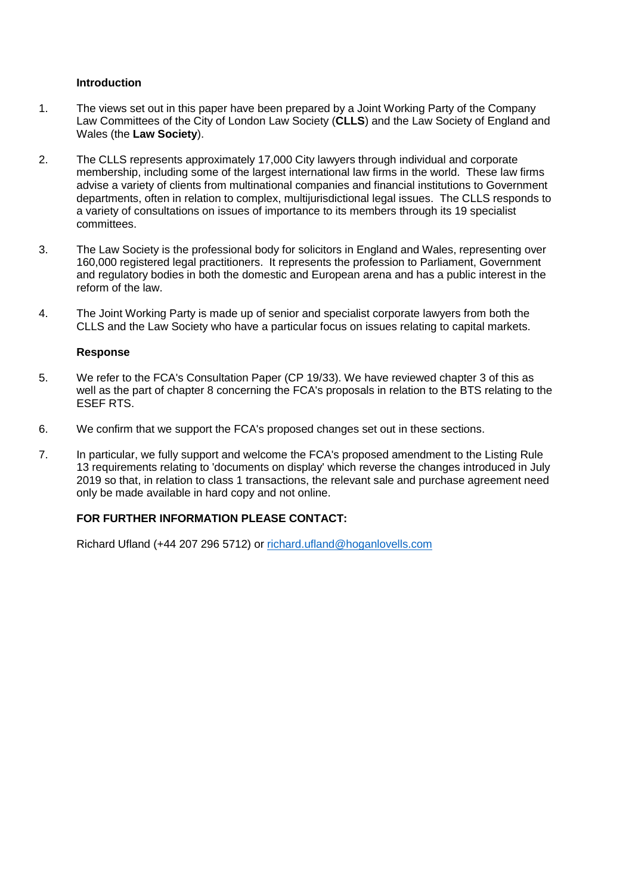**Introduction**

1. The views set out in this paper have been prepared by a Joint Working Party of the Company Law Committees of the City of London Law Society (**CLLS**) and the Law Society of England and Wales (the **Law Society**).

2. The CLLS represents approximately 17,000 City lawyers through individual and corporate membership, including some of the largest international law firms in the world. These law firms advise a variety of clients from multinational companies and financial institutions to Government departments, often in relation to complex, multijurisdictional legal issues. The CLLS responds to a variety of consultations on issues of importance to its members through its 19 specialist committees.

3. The Law Society is the professional body for solicitors in England and Wales, representing over 160,000 registered legal practitioners. It represents the profession to Parliament, Government and regulatory bodies in both the domestic and European arena and has a public interest in the reform of the law.

4. The Joint Working Party is made up of senior and specialist corporate lawyers from both the CLLS and the Law Society who have a particular focus on issues relating to capital markets.

**Response**

5. We refer to the FCA's Consultation Paper (CP 19/33). We have reviewed chapter 3 of this as well as the part of chapter 8 concerning the FCA's proposals in relation to the BTS relating to the ESEF RTS.

6. We confirm that we support the FCA's proposed changes set out in these sections.

7. In particular, we fully support and welcome the FCA's proposed amendment to the Listing Rule 13 requirements relating to 'documents on display' which reverse the changes introduced in July 2019 so that, in relation to class 1 transactions, the relevant sale and purchase agreement need only be made available in hard copy and not online.

**FOR FURTHER INFORMATION PLEASE CONTACT:**

Richard Ufland (+44 207 296 5712) or richard.ufland@hoganlovells.com